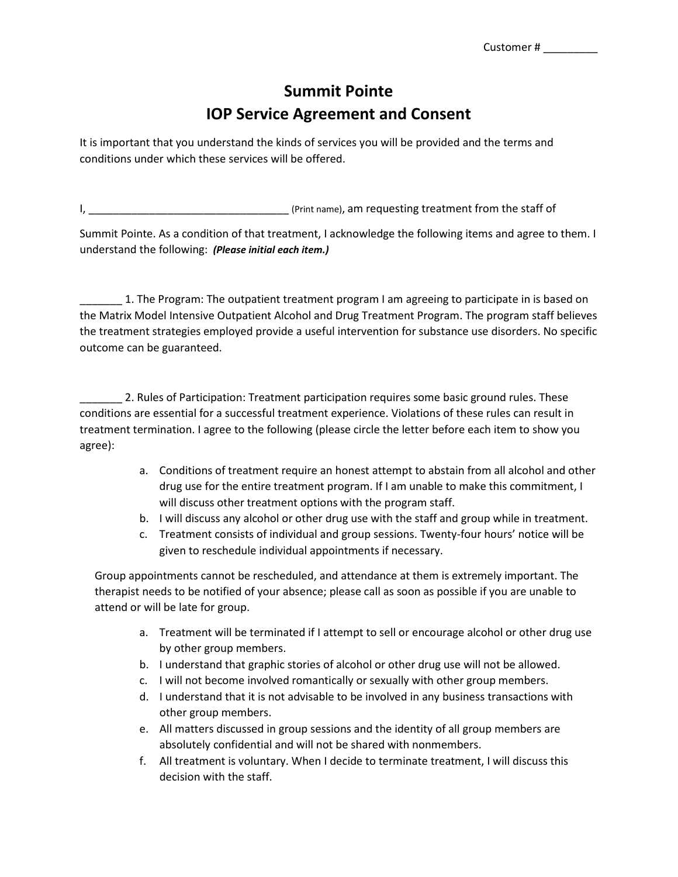Customer # _________

# Summit Pointe
## IOP Service Agreement and Consent

It is important that you understand the kinds of services you will be provided and the terms and conditions under which these services will be offered.

I, _________________________________ (Print name), am requesting treatment from the staff of Summit Pointe. As a condition of that treatment, I acknowledge the following items and agree to them. I understand the following: ***(Please initial each item.)***

_______ 1. The Program: The outpatient treatment program I am agreeing to participate in is based on the Matrix Model Intensive Outpatient Alcohol and Drug Treatment Program. The program staff believes the treatment strategies employed provide a useful intervention for substance use disorders. No specific outcome can be guaranteed.

_______ 2. Rules of Participation: Treatment participation requires some basic ground rules. These conditions are essential for a successful treatment experience. Violations of these rules can result in treatment termination. I agree to the following (please circle the letter before each item to show you agree):

a. Conditions of treatment require an honest attempt to abstain from all alcohol and other drug use for the entire treatment program. If I am unable to make this commitment, I will discuss other treatment options with the program staff.
b. I will discuss any alcohol or other drug use with the staff and group while in treatment.
c. Treatment consists of individual and group sessions. Twenty-four hours' notice will be given to reschedule individual appointments if necessary.

Group appointments cannot be rescheduled, and attendance at them is extremely important. The therapist needs to be notified of your absence; please call as soon as possible if you are unable to attend or will be late for group.

a. Treatment will be terminated if I attempt to sell or encourage alcohol or other drug use by other group members.
b. I understand that graphic stories of alcohol or other drug use will not be allowed.
c. I will not become involved romantically or sexually with other group members.
d. I understand that it is not advisable to be involved in any business transactions with other group members.
e. All matters discussed in group sessions and the identity of all group members are absolutely confidential and will not be shared with nonmembers.
f. All treatment is voluntary. When I decide to terminate treatment, I will discuss this decision with the staff.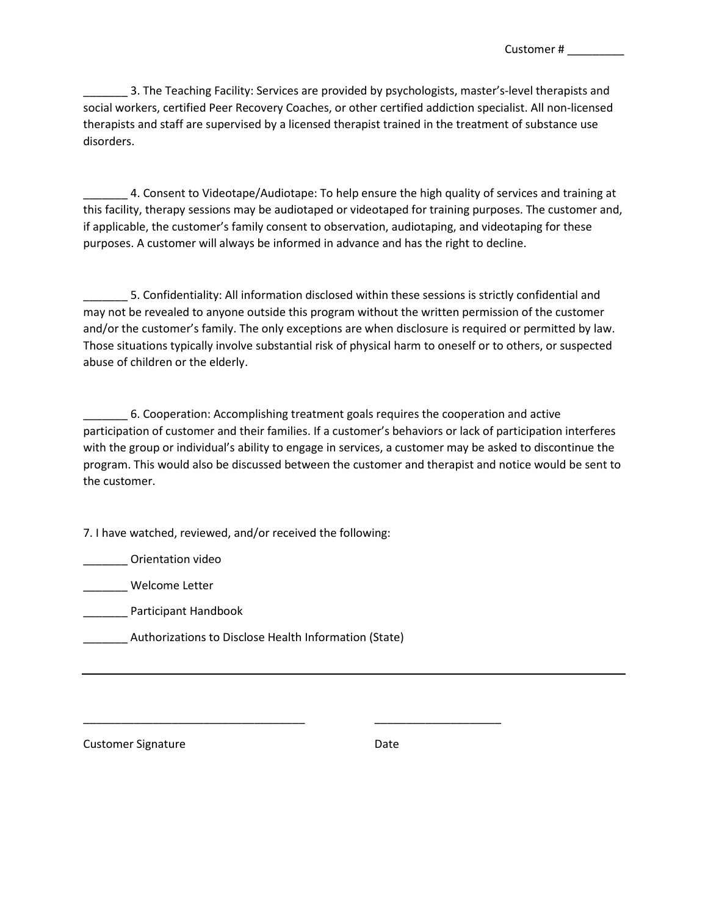Customer # _________

_______ 3. The Teaching Facility: Services are provided by psychologists, master's-level therapists and social workers, certified Peer Recovery Coaches, or other certified addiction specialist. All non-licensed therapists and staff are supervised by a licensed therapist trained in the treatment of substance use disorders.

_______ 4. Consent to Videotape/Audiotape: To help ensure the high quality of services and training at this facility, therapy sessions may be audiotaped or videotaped for training purposes. The customer and, if applicable, the customer's family consent to observation, audiotaping, and videotaping for these purposes. A customer will always be informed in advance and has the right to decline.

_______ 5. Confidentiality: All information disclosed within these sessions is strictly confidential and may not be revealed to anyone outside this program without the written permission of the customer and/or the customer's family. The only exceptions are when disclosure is required or permitted by law. Those situations typically involve substantial risk of physical harm to oneself or to others, or suspected abuse of children or the elderly.

_______ 6. Cooperation: Accomplishing treatment goals requires the cooperation and active participation of customer and their families. If a customer's behaviors or lack of participation interferes with the group or individual's ability to engage in services, a customer may be asked to discontinue the program. This would also be discussed between the customer and therapist and notice would be sent to the customer.

7. I have watched, reviewed, and/or received the following:

_______ Orientation video

_______ Welcome Letter

_______ Participant Handbook

_______ Authorizations to Disclose Health Information (State)

---

___________________________________ ____________________

Customer Signature Date